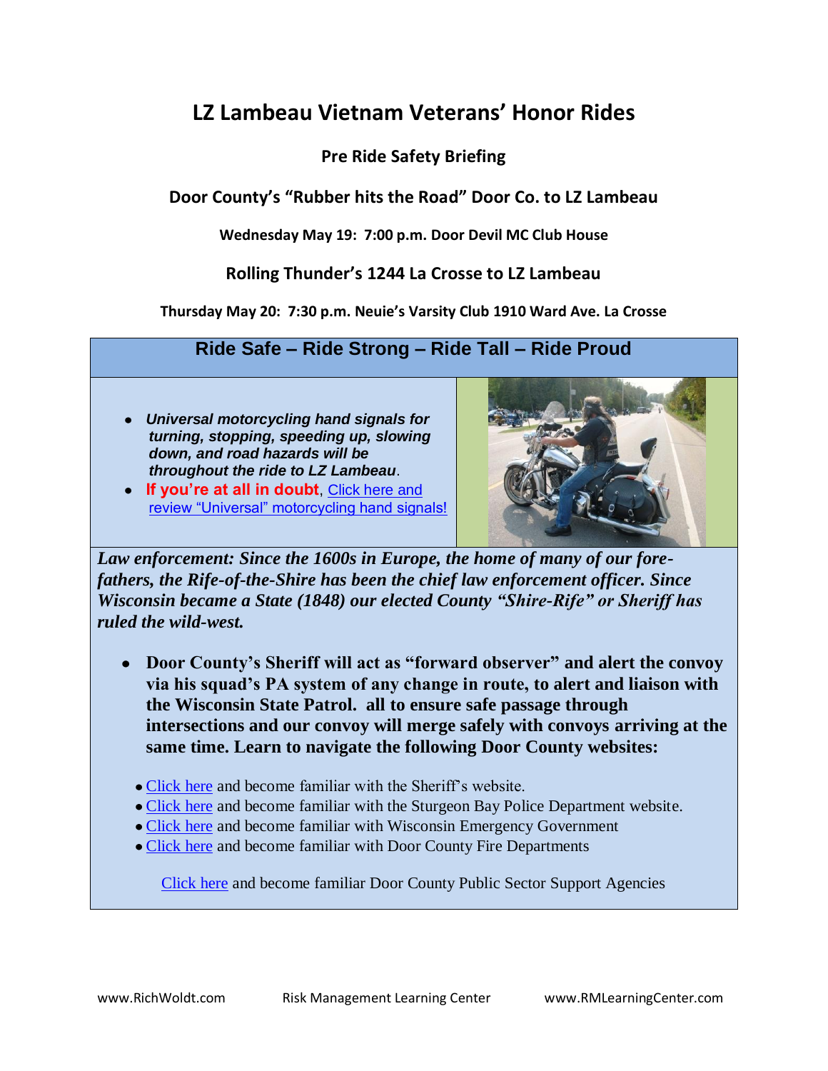# LZ Lambeau Vietnam Veterans' Honor Rides

## Pre Ride Safety Briefing

### Door County's "Rubber hits the Road" Door Co. to LZ Lambeau

**Wednesday May 19: 7:00 p.m. Door Devil MC Club House**

### Rolling Thunder's 1244 La Crosse to LZ Lambeau

**Thursday May 20: 7:30 p.m. Neuie's Varsity Club 1910 Ward Ave. La Crosse**

## Ride Safe – Ride Strong – Ride Tall – Ride Proud

- ***Universal motorcycling hand signals for turning, stopping, speeding up, slowing down, and road hazards will be throughout the ride to LZ Lambeau***.
- **If you're at all in doubt**, Click here and review "Universal" motorcycling hand signals!

***Law enforcement: Since the 1600s in Europe, the home of many of our fore-fathers, the Rife-of-the-Shire has been the chief law enforcement officer. Since Wisconsin became a State (1848) our elected County "Shire-Rife" or Sheriff has ruled the wild-west.***

- **Door County's Sheriff will act as "forward observer" and alert the convoy via his squad's PA system of any change in route, to alert and liaison with the Wisconsin State Patrol. all to ensure safe passage through intersections and our convoy will merge safely with convoys arriving at the same time. Learn to navigate the following Door County websites:**

  - Click here and become familiar with the Sheriff's website.
  - Click here and become familiar with the Sturgeon Bay Police Department website.
  - Click here and become familiar with Wisconsin Emergency Government
  - Click here and become familiar with Door County Fire Departments

Click here and become familiar Door County Public Sector Support Agencies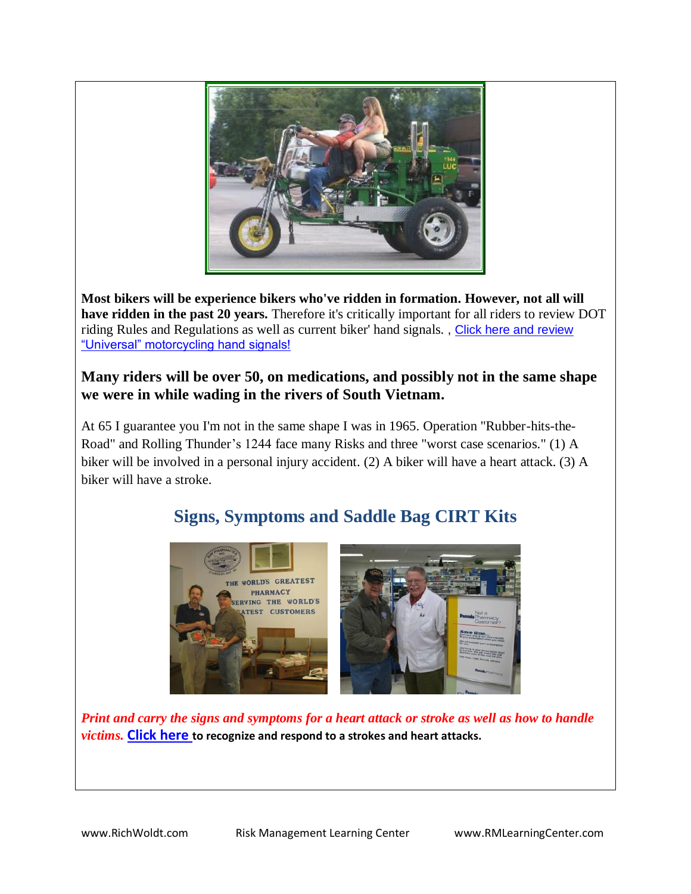**Most bikers will be experience bikers who've ridden in formation. However, not all will have ridden in the past 20 years.** Therefore it's critically important for all riders to review DOT riding Rules and Regulations as well as current biker' hand signals. , Click here and review "Universal" motorcycling hand signals!

## Many riders will be over 50, on medications, and possibly not in the same shape we were in while wading in the rivers of South Vietnam.

At 65 I guarantee you I'm not in the same shape I was in 1965. Operation "Rubber-hits-the-Road" and Rolling Thunder's 1244 face many Risks and three "worst case scenarios." (1) A biker will be involved in a personal injury accident. (2) A biker will have a heart attack. (3) A biker will have a stroke.

## Signs, Symptoms and Saddle Bag CIRT Kits

***Print and carry the signs and symptoms for a heart attack or stroke as well as how to handle victims.*** **Click here to recognize and respond to a strokes and heart attacks.**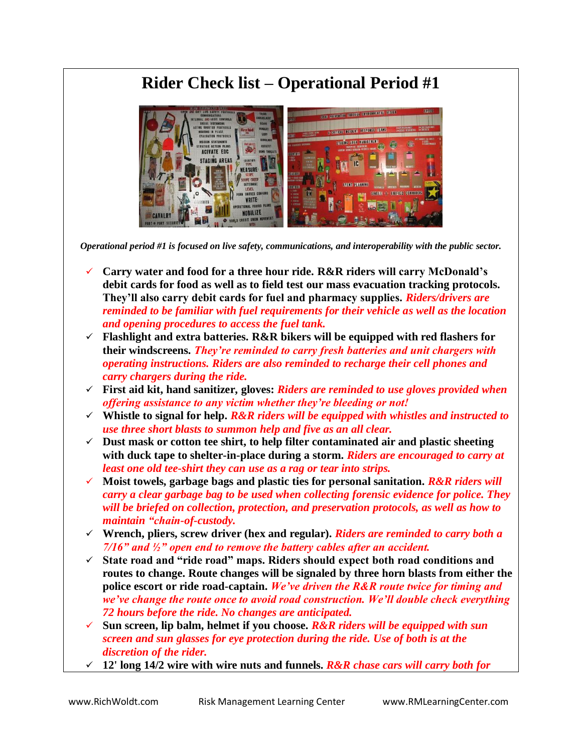# Rider Check list – Operational Period #1

*Operational period #1 is focused on live safety, communications, and interoperability with the public sector.*

- ✓ **Carry water and food for a three hour ride. R&R riders will carry McDonald's debit cards for food as well as to field test our mass evacuation tracking protocols. They'll also carry debit cards for fuel and pharmacy supplies.** ***Riders/drivers are reminded to be familiar with fuel requirements for their vehicle as well as the location and opening procedures to access the fuel tank.***
- ✓ **Flashlight and extra batteries. R&R bikers will be equipped with red flashers for their windscreens.** ***They're reminded to carry fresh batteries and unit chargers with operating instructions. Riders are also reminded to recharge their cell phones and carry chargers during the ride.***
- ✓ **First aid kit, hand sanitizer, gloves:** ***Riders are reminded to use gloves provided when offering assistance to any victim whether they're bleeding or not!***
- ✓ **Whistle to signal for help.** ***R&R riders will be equipped with whistles and instructed to use three short blasts to summon help and five as an all clear.***
- ✓ **Dust mask or cotton tee shirt, to help filter contaminated air and plastic sheeting with duck tape to shelter-in-place during a storm.** ***Riders are encouraged to carry at least one old tee-shirt they can use as a rag or tear into strips.***
- ✓ **Moist towels, garbage bags and plastic ties for personal sanitation.** ***R&R riders will carry a clear garbage bag to be used when collecting forensic evidence for police. They will be briefed on collection, protection, and preservation protocols, as well as how to maintain "chain-of-custody.***
- ✓ **Wrench, pliers, screw driver (hex and regular).** ***Riders are reminded to carry both a 7/16" and ½" open end to remove the battery cables after an accident.***
- ✓ **State road and "ride road" maps. Riders should expect both road conditions and routes to change. Route changes will be signaled by three horn blasts from either the police escort or ride road-captain.** ***We've driven the R&R route twice for timing and we've change the route once to avoid road construction. We'll double check everything 72 hours before the ride. No changes are anticipated.***
- ✓ **Sun screen, lip balm, helmet if you choose.** ***R&R riders will be equipped with sun screen and sun glasses for eye protection during the ride. Use of both is at the discretion of the rider.***
- ✓ **12' long 14/2 wire with wire nuts and funnels.** ***R&R chase cars will carry both for***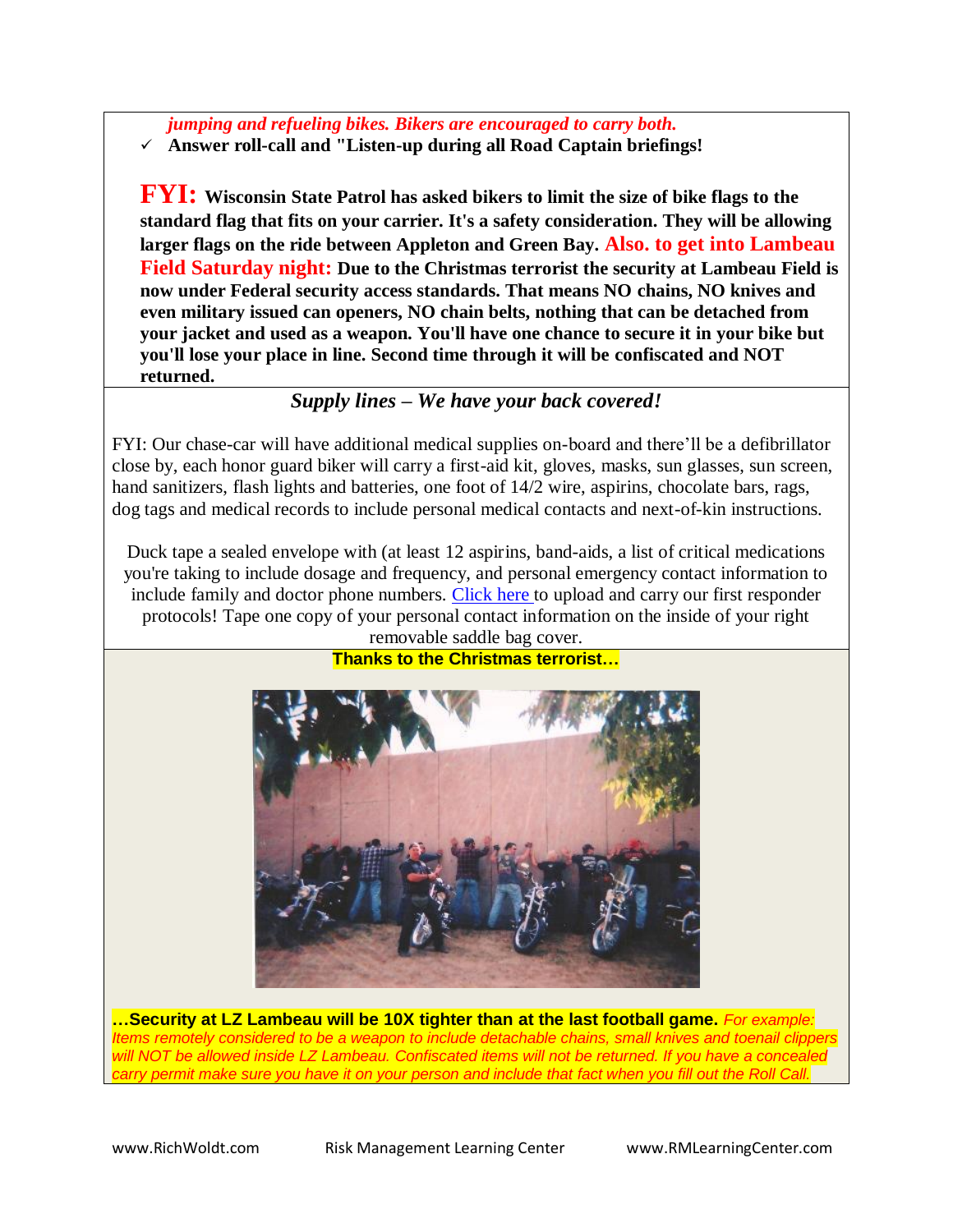*jumping and refueling bikes. Bikers are encouraged to carry both.*

- ✓ **Answer roll-call and "Listen-up during all Road Captain briefings!**

**FYI: Wisconsin State Patrol has asked bikers to limit the size of bike flags to the standard flag that fits on your carrier. It's a safety consideration. They will be allowing larger flags on the ride between Appleton and Green Bay. Also. to get into Lambeau Field Saturday night: Due to the Christmas terrorist the security at Lambeau Field is now under Federal security access standards. That means NO chains, NO knives and even military issued can openers, NO chain belts, nothing that can be detached from your jacket and used as a weapon. You'll have one chance to secure it in your bike but you'll lose your place in line. Second time through it will be confiscated and NOT returned.**

***Supply lines – We have your back covered!***

FYI: Our chase-car will have additional medical supplies on-board and there'll be a defibrillator close by, each honor guard biker will carry a first-aid kit, gloves, masks, sun glasses, sun screen, hand sanitizers, flash lights and batteries, one foot of 14/2 wire, aspirins, chocolate bars, rags, dog tags and medical records to include personal medical contacts and next-of-kin instructions.

Duck tape a sealed envelope with (at least 12 aspirins, band-aids, a list of critical medications you're taking to include dosage and frequency, and personal emergency contact information to include family and doctor phone numbers. Click here to upload and carry our first responder protocols! Tape one copy of your personal contact information on the inside of your right removable saddle bag cover.

**Thanks to the Christmas terrorist…**

**…Security at LZ Lambeau will be 10X tighter than at the last football game.** *For example: Items remotely considered to be a weapon to include detachable chains, small knives and toenail clippers will NOT be allowed inside LZ Lambeau. Confiscated items will not be returned. If you have a concealed carry permit make sure you have it on your person and include that fact when you fill out the Roll Call.*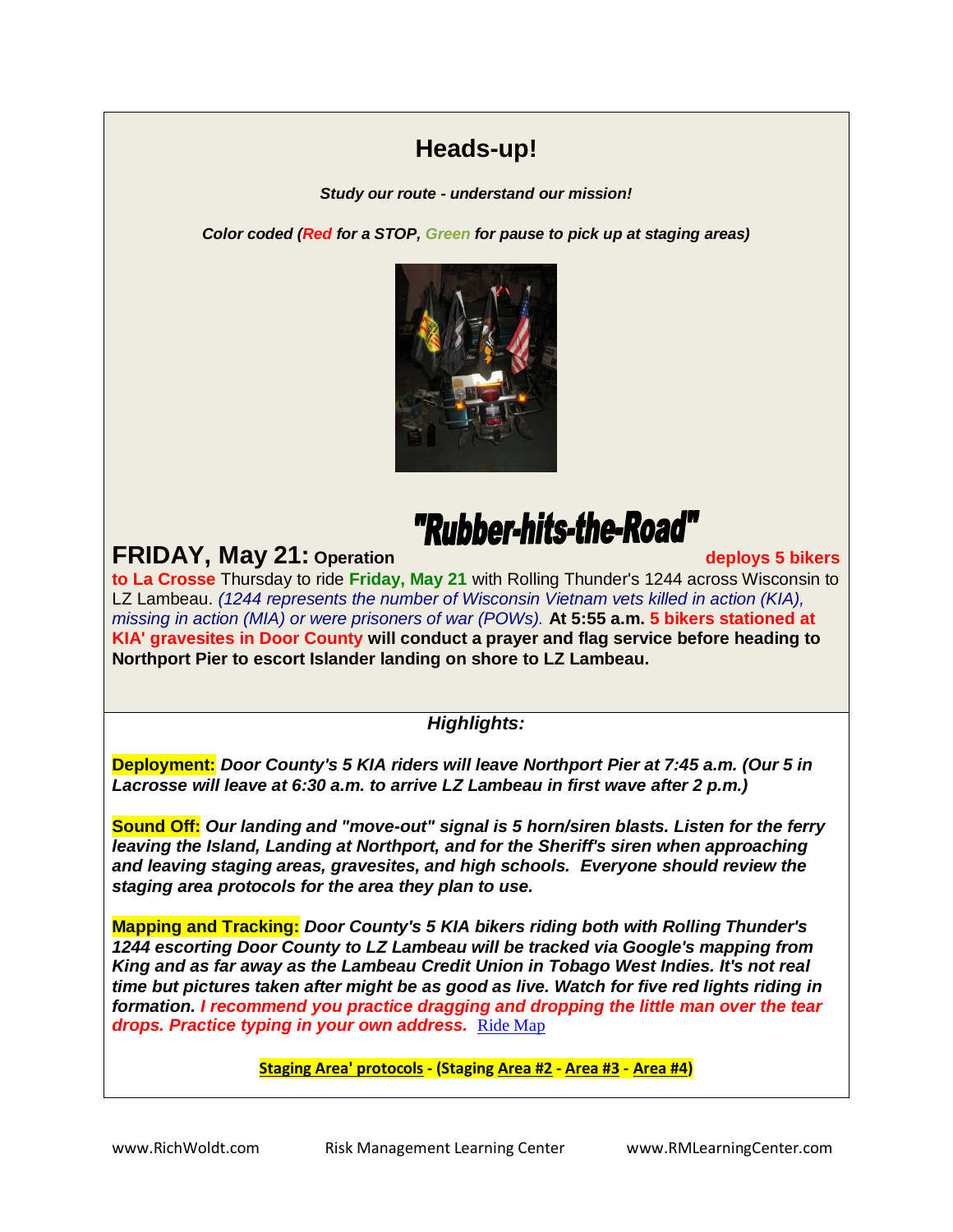## Heads-up!

***Study our route - understand our mission!***

***Color coded (Red for a STOP, Green for pause to pick up at staging areas)***

**FRIDAY, May 21: Operation "Rubber-hits-the-Road" deploys 5 bikers to La Crosse** Thursday to ride **Friday, May 21** with Rolling Thunder's 1244 across Wisconsin to LZ Lambeau. *(1244 represents the number of Wisconsin Vietnam vets killed in action (KIA), missing in action (MIA) or were prisoners of war (POWs).* **At 5:55 a.m. 5 bikers stationed at KIA' gravesites in Door County will conduct a prayer and flag service before heading to Northport Pier to escort Islander landing on shore to LZ Lambeau.**

***Highlights:***

**Deployment:** ***Door County's 5 KIA riders will leave Northport Pier at 7:45 a.m. (Our 5 in Lacrosse will leave at 6:30 a.m. to arrive LZ Lambeau in first wave after 2 p.m.)***

**Sound Off:** ***Our landing and "move-out" signal is 5 horn/siren blasts. Listen for the ferry leaving the Island, Landing at Northport, and for the Sheriff's siren when approaching and leaving staging areas, gravesites, and high schools. Everyone should review the staging area protocols for the area they plan to use.***

**Mapping and Tracking:** ***Door County's 5 KIA bikers riding both with Rolling Thunder's 1244 escorting Door County to LZ Lambeau will be tracked via Google's mapping from King and as far away as the Lambeau Credit Union in Tobago West Indies. It's not real time but pictures taken after might be as good as live. Watch for five red lights riding in formation. I recommend you practice dragging and dropping the little man over the tear drops. Practice typing in your own address.*** Ride Map

**Staging Area' protocols - (Staging Area #2 - Area #3 - Area #4)**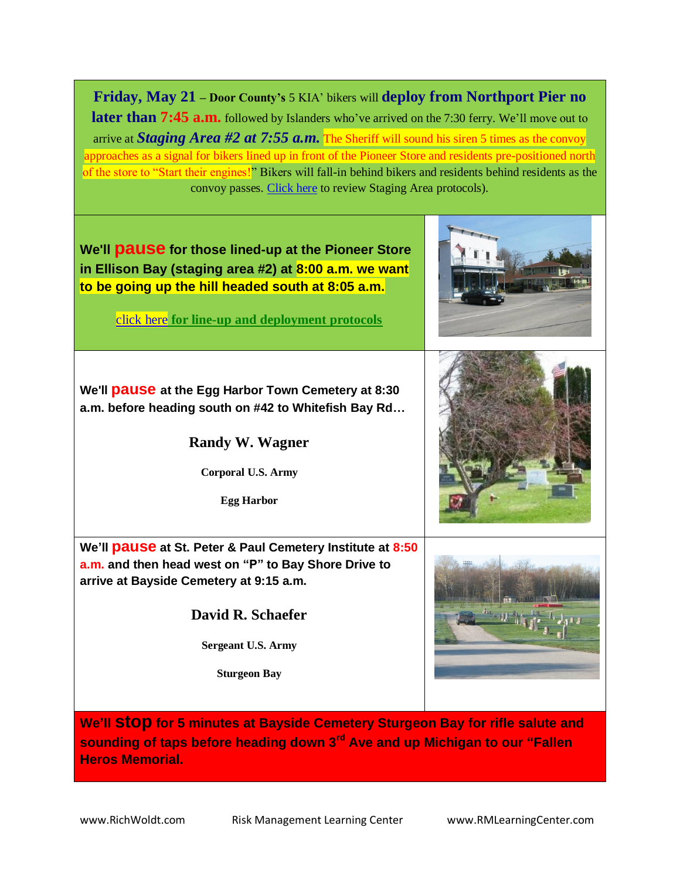**Friday, May 21** – **Door County's** 5 KIA' bikers will **deploy from Northport Pier no later than 7:45 a.m.** followed by Islanders who've arrived on the 7:30 ferry. We'll move out to arrive at ***Staging Area #2 at 7:55 a.m.*** The Sheriff will sound his siren 5 times as the convoy approaches as a signal for bikers lined up in front of the Pioneer Store and residents pre-positioned north of the store to "Start their engines!" Bikers will fall-in behind bikers and residents behind residents as the convoy passes. Click here to review Staging Area protocols).

**We'll pause for those lined-up at the Pioneer Store in Ellison Bay (staging area #2) at 8:00 a.m. we want to be going up the hill headed south at 8:05 a.m.**

click here **for line-up and deployment protocols**

**We'll pause at the Egg Harbor Town Cemetery at 8:30 a.m. before heading south on #42 to Whitefish Bay Rd…**

**Randy W. Wagner**

**Corporal U.S. Army**

**Egg Harbor**

**We'll pause at St. Peter & Paul Cemetery Institute at 8:50 a.m. and then head west on "P" to Bay Shore Drive to arrive at Bayside Cemetery at 9:15 a.m.**

**David R. Schaefer**

**Sergeant U.S. Army**

**Sturgeon Bay**

**We'll stop for 5 minutes at Bayside Cemetery Sturgeon Bay for rifle salute and sounding of taps before heading down 3rd Ave and up Michigan to our "Fallen Heros Memorial.**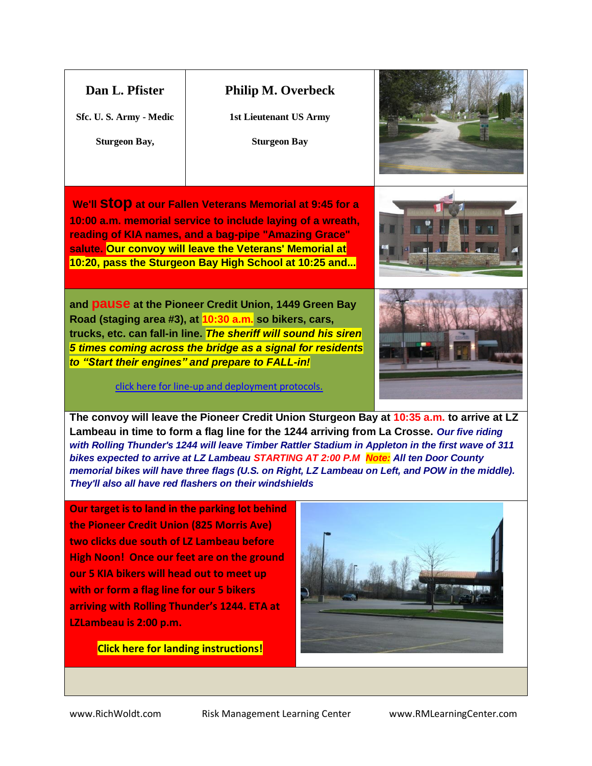| **Dan L. Pfister** | **Philip M. Overbeck** |
|---|---|
| **Sfc. U. S. Army - Medic** | **1st Lieutenant US Army** |
| **Sturgeon Bay,** | **Sturgeon Bay** |

**We'll STOP at our Fallen Veterans Memorial at 9:45 for a 10:00 a.m. memorial service to include laying of a wreath, reading of KIA names, and a bag-pipe "Amazing Grace" salute. Our convoy will leave the Veterans' Memorial at 10:20, pass the Sturgeon Bay High School at 10:25 and...**

**and pause at the Pioneer Credit Union, 1449 Green Bay Road (staging area #3), at 10:30 a.m. so bikers, cars, trucks, etc. can fall-in line.** ***The sheriff will sound his siren 5 times coming across the bridge as a signal for residents to "Start their engines" and prepare to FALL-in!***

click here for line-up and deployment protocols.

**The convoy will leave the Pioneer Credit Union Sturgeon Bay at 10:35 a.m. to arrive at LZ Lambeau in time to form a flag line for the 1244 arriving from La Crosse.** ***Our five riding with Rolling Thunder's 1244 will leave Timber Rattler Stadium in Appleton in the first wave of 311 bikes expected to arrive at LZ Lambeau STARTING AT 2:00 P.M Note: All ten Door County memorial bikes will have three flags (U.S. on Right, LZ Lambeau on Left, and POW in the middle). They'll also all have red flashers on their windshields***

**Our target is to land in the parking lot behind the Pioneer Credit Union (825 Morris Ave) two clicks due south of LZ Lambeau before High Noon! Once our feet are on the ground our 5 KIA bikers will head out to meet up with or form a flag line for our 5 bikers arriving with Rolling Thunder's 1244. ETA at LZLambeau is 2:00 p.m.**

**Click here for landing instructions!**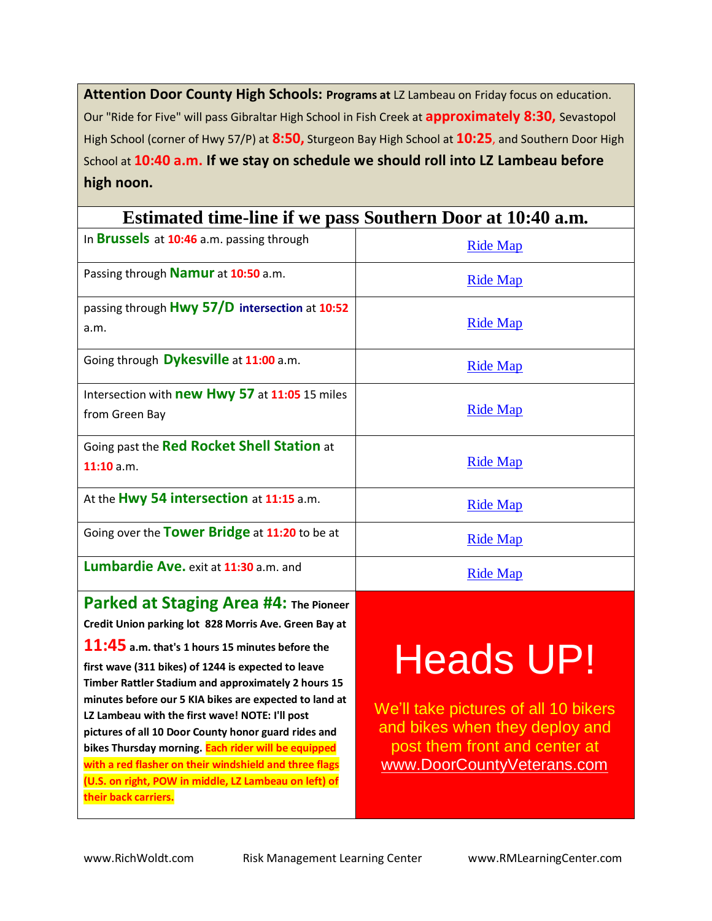**Attention Door County High Schools:** **Programs at** LZ Lambeau on Friday focus on education. Our "Ride for Five" will pass Gibraltar High School in Fish Creek at **approximately 8:30,** Sevastopol High School (corner of Hwy 57/P) at **8:50,** Sturgeon Bay High School at **10:25**, and Southern Door High School at **10:40 a.m.** **If we stay on schedule we should roll into LZ Lambeau before high noon.**

| Estimated time-line if we pass Southern Door at 10:40 a.m. | |
|---|---|
| In **Brussels** at **10:46** a.m. passing through | Ride Map |
| Passing through **Namur** at **10:50** a.m. | Ride Map |
| passing through **Hwy 57/D** **intersection** at **10:52** a.m. | Ride Map |
| Going through **Dykesville** at **11:00** a.m. | Ride Map |
| Intersection with **new Hwy 57** at **11:05** 15 miles from Green Bay | Ride Map |
| Going past the **Red Rocket Shell Station** at **11:10** a.m. | Ride Map |
| At the **Hwy 54 intersection** at **11:15** a.m. | Ride Map |
| Going over the **Tower Bridge** at **11:20** to be at | Ride Map |
| **Lumbardie Ave.** exit at **11:30** a.m. and | Ride Map |
| **Parked at Staging Area #4:** **The Pioneer Credit Union parking lot 828 Morris Ave. Green Bay at** **11:45** **a.m. that's 1 hours 15 minutes before the first wave (311 bikes) of 1244 is expected to leave Timber Rattler Stadium and approximately 2 hours 15 minutes before our 5 KIA bikes are expected to land at LZ Lambeau with the first wave! NOTE: I'll post pictures of all 10 Door County honor guard rides and bikes Thursday morning.** **Each rider will be equipped with a red flasher on their windshield and three flags (U.S. on right, POW in middle, LZ Lambeau on left) of their back carriers.** | **Heads UP!** We'll take pictures of all 10 bikers and bikes when they deploy and post them front and center at www.DoorCountyVeterans.com |

www.RichWoldt.com Risk Management Learning Center www.RMLearningCenter.com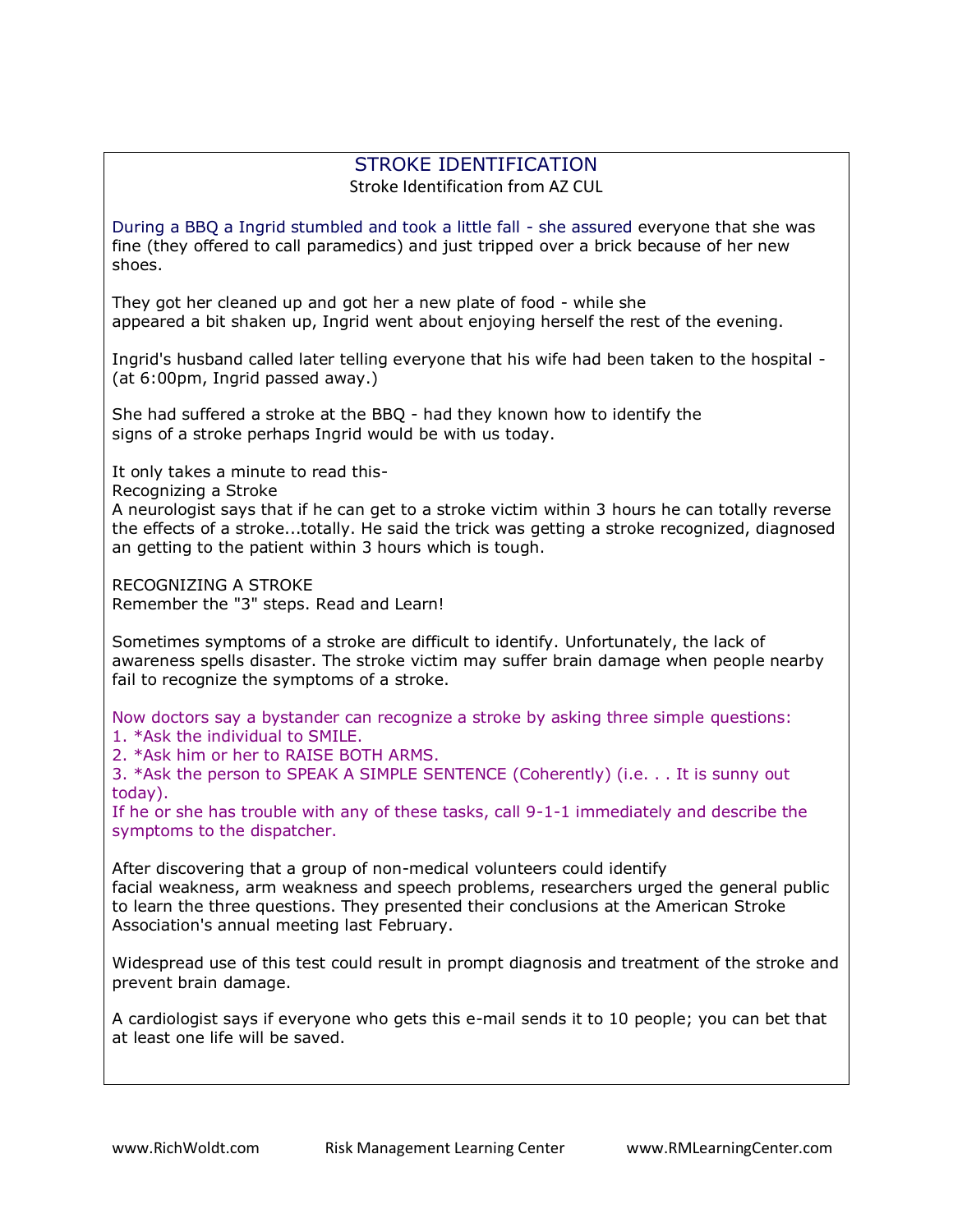## STROKE IDENTIFICATION

Stroke Identification from AZ CUL

During a BBQ a Ingrid stumbled and took a little fall - she assured everyone that she was fine (they offered to call paramedics) and just tripped over a brick because of her new shoes.

They got her cleaned up and got her a new plate of food - while she appeared a bit shaken up, Ingrid went about enjoying herself the rest of the evening.

Ingrid's husband called later telling everyone that his wife had been taken to the hospital - (at 6:00pm, Ingrid passed away.)

She had suffered a stroke at the BBQ - had they known how to identify the signs of a stroke perhaps Ingrid would be with us today.

It only takes a minute to read this-
Recognizing a Stroke
A neurologist says that if he can get to a stroke victim within 3 hours he can totally reverse the effects of a stroke...totally. He said the trick was getting a stroke recognized, diagnosed an getting to the patient within 3 hours which is tough.

RECOGNIZING A STROKE
Remember the "3" steps. Read and Learn!

Sometimes symptoms of a stroke are difficult to identify. Unfortunately, the lack of awareness spells disaster. The stroke victim may suffer brain damage when people nearby fail to recognize the symptoms of a stroke.

Now doctors say a bystander can recognize a stroke by asking three simple questions:
1. *Ask the individual to SMILE.
2. *Ask him or her to RAISE BOTH ARMS.
3. *Ask the person to SPEAK A SIMPLE SENTENCE (Coherently) (i.e. . . It is sunny out today).
If he or she has trouble with any of these tasks, call 9-1-1 immediately and describe the symptoms to the dispatcher.

After discovering that a group of non-medical volunteers could identify facial weakness, arm weakness and speech problems, researchers urged the general public to learn the three questions. They presented their conclusions at the American Stroke Association's annual meeting last February.

Widespread use of this test could result in prompt diagnosis and treatment of the stroke and prevent brain damage.

A cardiologist says if everyone who gets this e-mail sends it to 10 people; you can bet that at least one life will be saved.